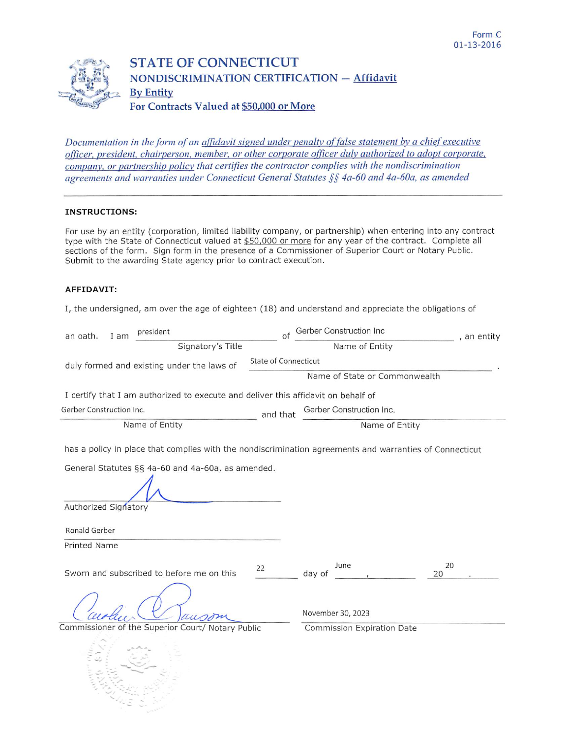Form C
01-13-2016

# STATE OF CONNECTICUT

## NONDISCRIMINATION CERTIFICATION — Affidavit

### By Entity

### For Contracts Valued at $50,000 or More

*Documentation in the form of an affidavit signed under penalty of false statement by a chief executive officer, president, chairperson, member, or other corporate officer duly authorized to adopt corporate, company, or partnership policy that certifies the contractor complies with the nondiscrimination agreements and warranties under Connecticut General Statutes §§ 4a-60 and 4a-60a, as amended*

---

**INSTRUCTIONS:**

For use by an entity (corporation, limited liability company, or partnership) when entering into any contract type with the State of Connecticut valued at $50,000 or more for any year of the contract. Complete all sections of the form. Sign form in the presence of a Commissioner of Superior Court or Notary Public. Submit to the awarding State agency prior to contract execution.

**AFFIDAVIT:**

I, the undersigned, am over the age of eighteen (18) and understand and appreciate the obligations of an oath. I am president (Signatory's Title) of Gerber Construction Inc (Name of Entity), an entity duly formed and existing under the laws of State of Connecticut (Name of State or Commonwealth).

I certify that I am authorized to execute and deliver this affidavit on behalf of Gerber Construction Inc. (Name of Entity) and that Gerber Construction Inc. (Name of Entity) has a policy in place that complies with the nondiscrimination agreements and warranties of Connecticut General Statutes §§ 4a-60 and 4a-60a, as amended.

[Signature]
Authorized Signatory

Ronald Gerber
Printed Name

Sworn and subscribed to before me on this 22 day of June, 20 20.

[Signature]
Commissioner of the Superior Court/ Notary Public

November 30, 2023
Commission Expiration Date